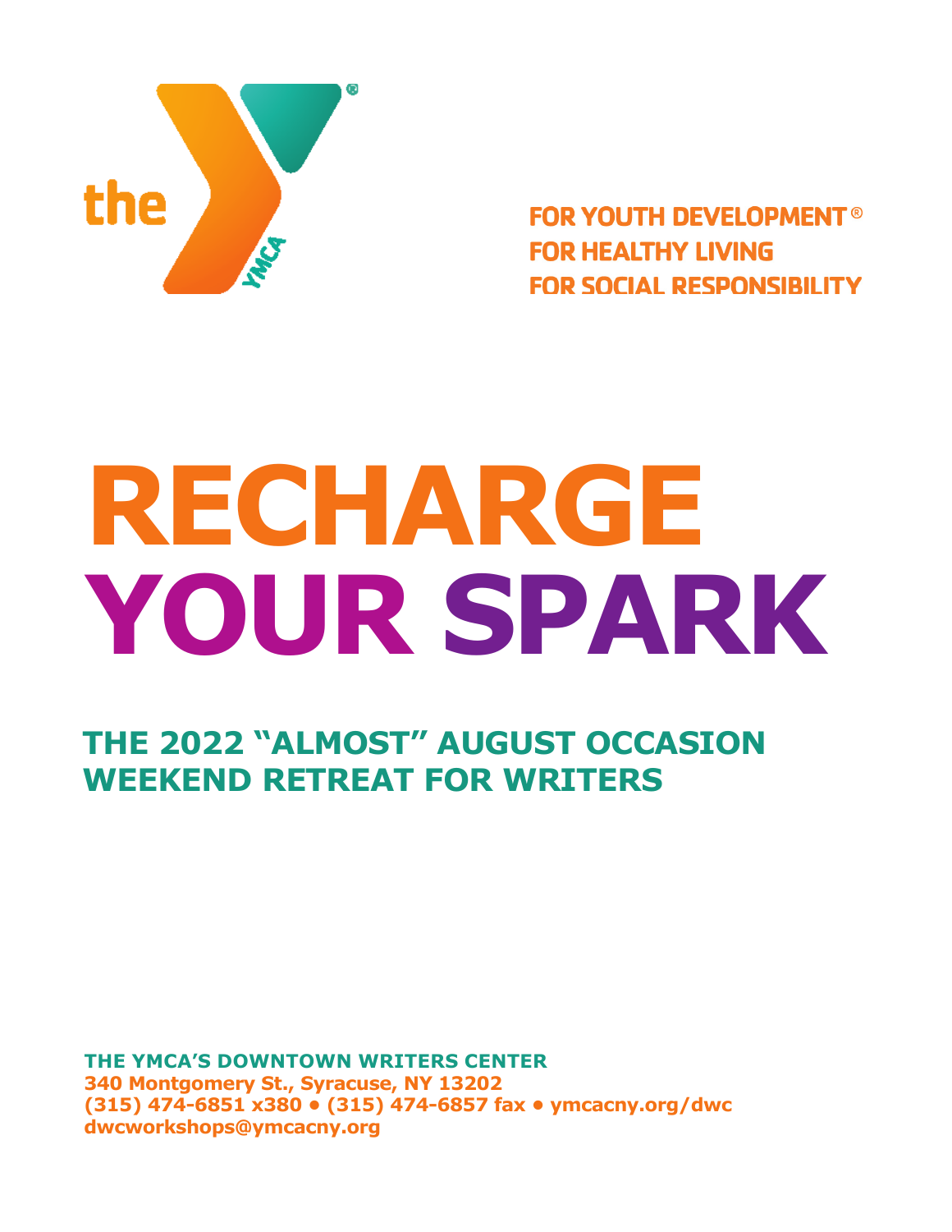the YMCA

FOR YOUTH DEVELOPMENT®
FOR HEALTHY LIVING
FOR SOCIAL RESPONSIBILITY

# RECHARGE YOUR SPARK

## THE 2022 "ALMOST" AUGUST OCCASION WEEKEND RETREAT FOR WRITERS

**THE YMCA'S DOWNTOWN WRITERS CENTER**
**340 Montgomery St., Syracuse, NY 13202**
**(315) 474-6851 x380 • (315) 474-6857 fax • ymcacny.org/dwc**
**dwcworkshops@ymcacny.org**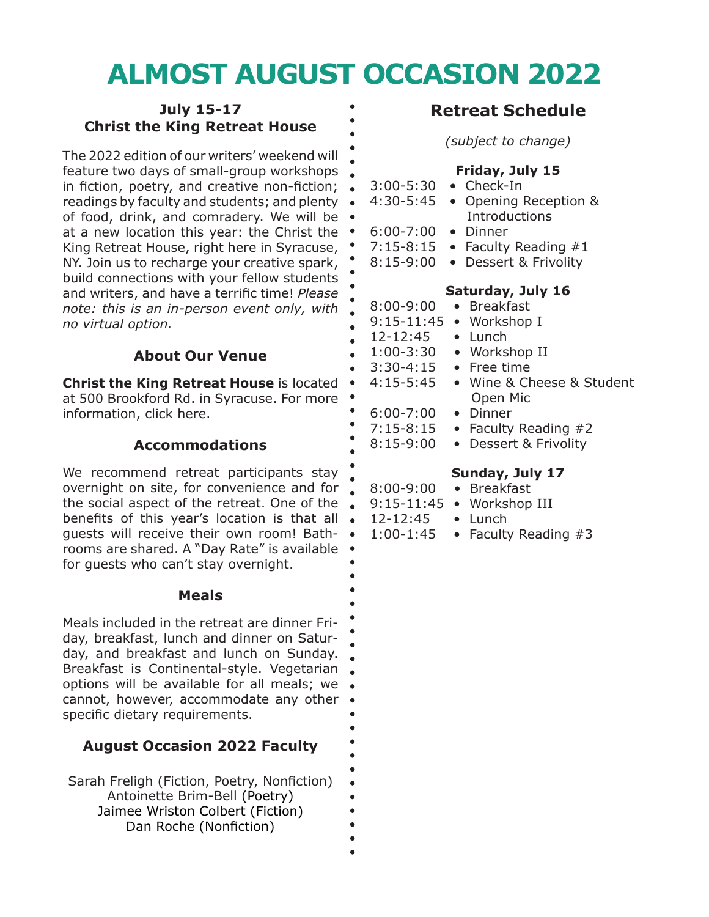# ALMOST AUGUST OCCASION 2022

**July 15-17**
**Christ the King Retreat House**

The 2022 edition of our writers' weekend will feature two days of small-group workshops in fiction, poetry, and creative non-fiction; readings by faculty and students; and plenty of food, drink, and comradery. We will be at a new location this year: the Christ the King Retreat House, right here in Syracuse, NY. Join us to recharge your creative spark, build connections with your fellow students and writers, and have a terrific time! *Please note: this is an in-person event only, with no virtual option.*

### About Our Venue

**Christ the King Retreat House** is located at 500 Brookford Rd. in Syracuse. For more information, click here.

### Accommodations

We recommend retreat participants stay overnight on site, for convenience and for the social aspect of the retreat. One of the benefits of this year's location is that all guests will receive their own room! Bathrooms are shared. A "Day Rate" is available for guests who can't stay overnight.

### Meals

Meals included in the retreat are dinner Friday, breakfast, lunch and dinner on Saturday, and breakfast and lunch on Sunday. Breakfast is Continental-style. Vegetarian options will be available for all meals; we cannot, however, accommodate any other specific dietary requirements.

### August Occasion 2022 Faculty

Sarah Freligh (Fiction, Poetry, Nonfiction)
Antoinette Brim-Bell (Poetry)
Jaimee Wriston Colbert (Fiction)
Dan Roche (Nonfiction)

## Retreat Schedule

*(subject to change)*

**Friday, July 15**

- 3:00-5:30 • Check-In
- 4:30-5:45 • Opening Reception & Introductions
- 6:00-7:00 • Dinner
- 7:15-8:15 • Faculty Reading #1
- 8:15-9:00 • Dessert & Frivolity

**Saturday, July 16**

- 8:00-9:00 • Breakfast
- 9:15-11:45 • Workshop I
- 12-12:45 • Lunch
- 1:00-3:30 • Workshop II
- 3:30-4:15 • Free time
- 4:15-5:45 • Wine & Cheese & Student Open Mic
- 6:00-7:00 • Dinner
- 7:15-8:15 • Faculty Reading #2
- 8:15-9:00 • Dessert & Frivolity

**Sunday, July 17**

- 8:00-9:00 • Breakfast
- 9:15-11:45 • Workshop III
- 12-12:45 • Lunch
- 1:00-1:45 • Faculty Reading #3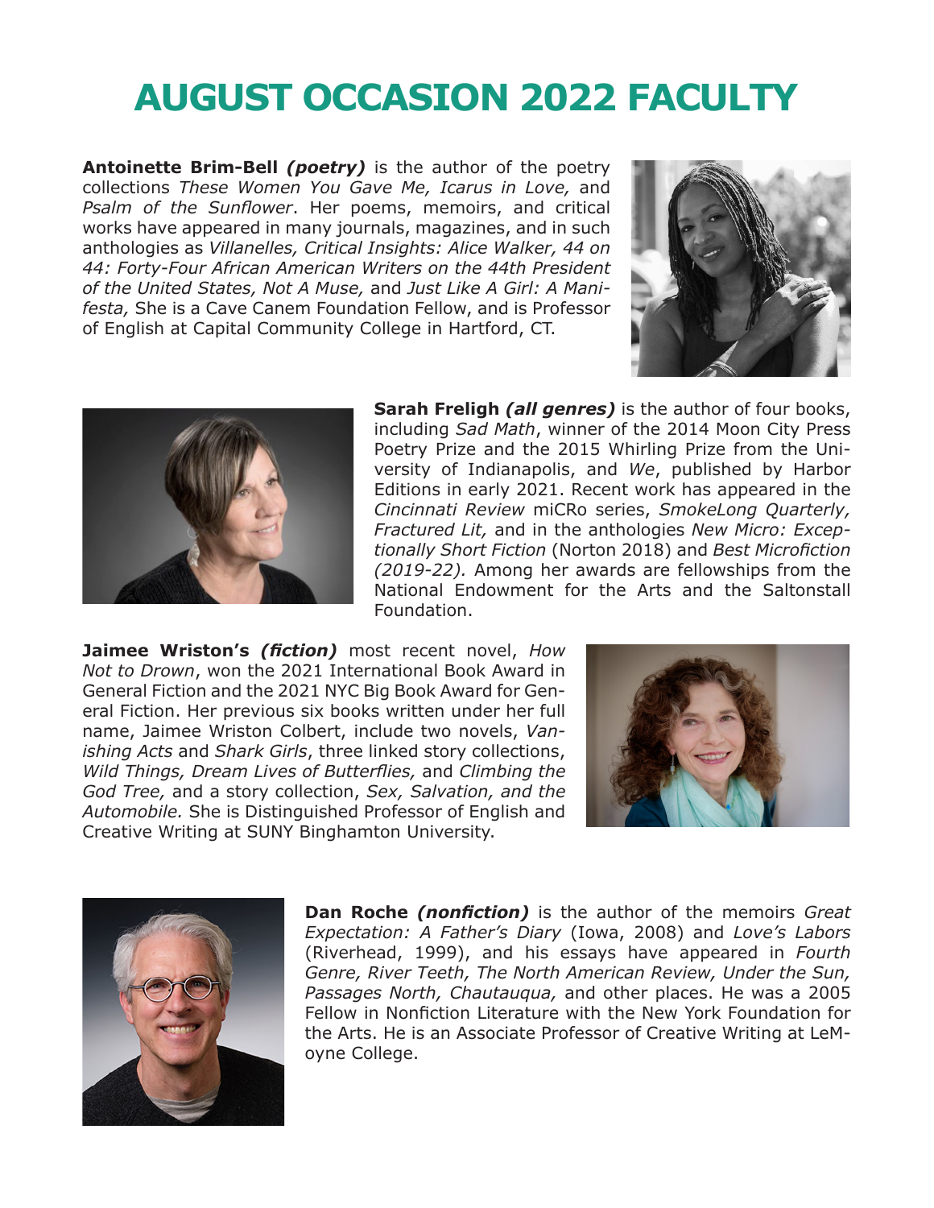# AUGUST OCCASION 2022 FACULTY

**Antoinette Brim-Bell** ***(poetry)*** is the author of the poetry collections *These Women You Gave Me, Icarus in Love,* and *Psalm of the Sunflower*. Her poems, memoirs, and critical works have appeared in many journals, magazines, and in such anthologies as *Villanelles, Critical Insights: Alice Walker, 44 on 44: Forty-Four African American Writers on the 44th President of the United States, Not A Muse,* and *Just Like A Girl: A Manifesta,* She is a Cave Canem Foundation Fellow, and is Professor of English at Capital Community College in Hartford, CT.

**Sarah Freligh** ***(all genres)*** is the author of four books, including *Sad Math*, winner of the 2014 Moon City Press Poetry Prize and the 2015 Whirling Prize from the University of Indianapolis, and *We*, published by Harbor Editions in early 2021. Recent work has appeared in the *Cincinnati Review* miCRo series, *SmokeLong Quarterly, Fractured Lit,* and in the anthologies *New Micro: Exceptionally Short Fiction* (Norton 2018) and *Best Microfiction (2019-22).* Among her awards are fellowships from the National Endowment for the Arts and the Saltonstall Foundation.

**Jaimee Wriston's** ***(fiction)*** most recent novel, *How Not to Drown*, won the 2021 International Book Award in General Fiction and the 2021 NYC Big Book Award for General Fiction. Her previous six books written under her full name, Jaimee Wriston Colbert, include two novels, *Vanishing Acts* and *Shark Girls*, three linked story collections, *Wild Things, Dream Lives of Butterflies,* and *Climbing the God Tree,* and a story collection, *Sex, Salvation, and the Automobile.* She is Distinguished Professor of English and Creative Writing at SUNY Binghamton University.

**Dan Roche** ***(nonfiction)*** is the author of the memoirs *Great Expectation: A Father's Diary* (Iowa, 2008) and *Love's Labors* (Riverhead, 1999), and his essays have appeared in *Fourth Genre, River Teeth, The North American Review, Under the Sun, Passages North, Chautauqua,* and other places. He was a 2005 Fellow in Nonfiction Literature with the New York Foundation for the Arts. He is an Associate Professor of Creative Writing at LeMoyne College.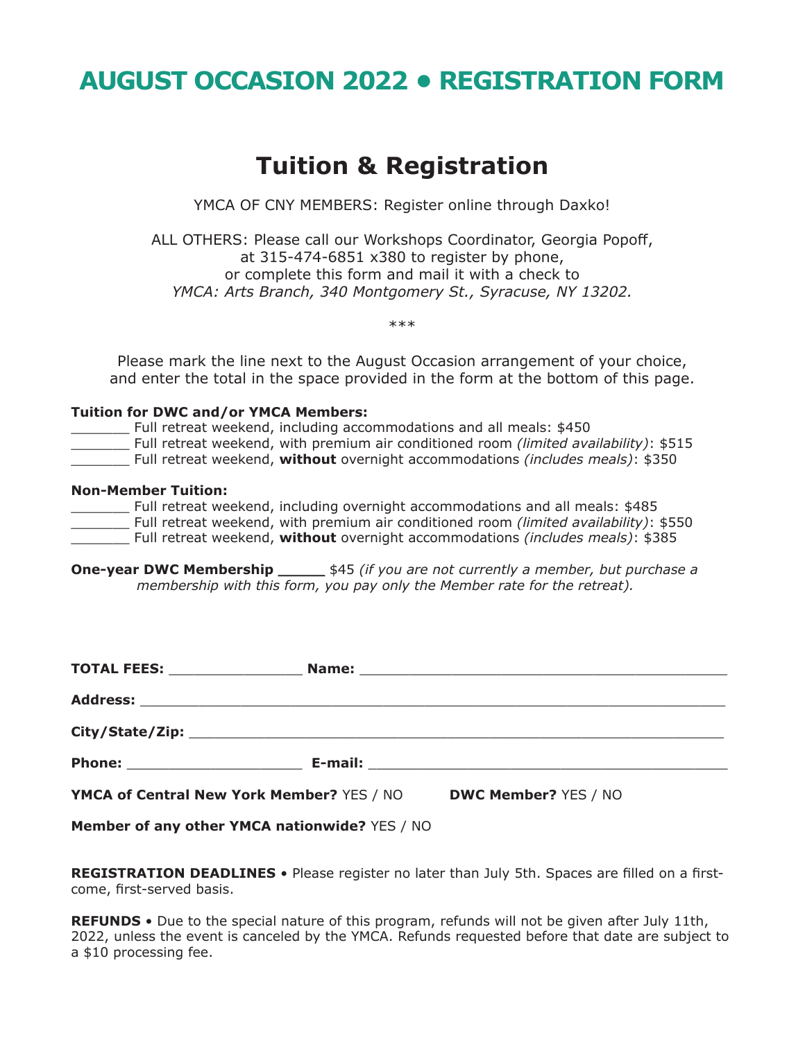# AUGUST OCCASION 2022 • REGISTRATION FORM

## Tuition & Registration

YMCA OF CNY MEMBERS: Register online through Daxko!

ALL OTHERS: Please call our Workshops Coordinator, Georgia Popoff, at 315-474-6851 x380 to register by phone, or complete this form and mail it with a check to *YMCA: Arts Branch, 340 Montgomery St., Syracuse, NY 13202.*

***

Please mark the line next to the August Occasion arrangement of your choice, and enter the total in the space provided in the form at the bottom of this page.

**Tuition for DWC and/or YMCA Members:**

_______ Full retreat weekend, including accommodations and all meals: $450
_______ Full retreat weekend, with premium air conditioned room *(limited availability)*: $515
_______ Full retreat weekend, **without** overnight accommodations *(includes meals)*: $350

**Non-Member Tuition:**

_______ Full retreat weekend, including overnight accommodations and all meals: $485
_______ Full retreat weekend, with premium air conditioned room *(limited availability)*: $550
_______ Full retreat weekend, **without** overnight accommodations *(includes meals)*: $385

**One-year DWC Membership _____** $45 *(if you are not currently a member, but purchase a membership with this form, you pay only the Member rate for the retreat).*

**TOTAL FEES:** _______________ **Name:** ____________________________________

**Address:** ____________________________________________________________

**City/State/Zip:** _______________________________________________________

**Phone:** ____________________ **E-mail:** ____________________________________

**YMCA of Central New York Member?** YES / NO **DWC Member?** YES / NO

**Member of any other YMCA nationwide?** YES / NO

**REGISTRATION DEADLINES** • Please register no later than July 5th. Spaces are filled on a first-come, first-served basis.

**REFUNDS** • Due to the special nature of this program, refunds will not be given after July 11th, 2022, unless the event is canceled by the YMCA. Refunds requested before that date are subject to a $10 processing fee.